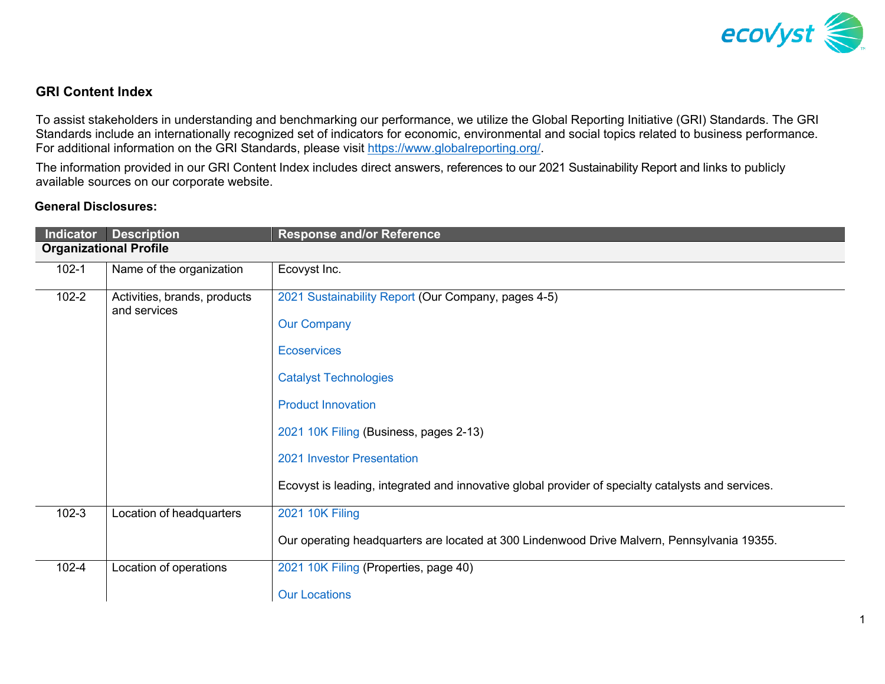## GRI Content Index

To assist stakeholders in understanding and benchmarking our performance, we utilize the Global Reporting Initiative (GRI) Standards. The GRI Standards include an internationally recognized set of indicators for economic, environmental and social topics related to business performance. For additional information on the GRI Standards, please visit https://www.globalreporting.org/.

The information provided in our GRI Content Index includes direct answers, references to our 2021 Sustainability Report and links to publicly available sources on our corporate website.

**General Disclosures:**

| Indicator | Description | Response and/or Reference |
|---|---|---|
| **Organizational Profile** | | |
| 102-1 | Name of the organization | Ecovyst Inc. |
| 102-2 | Activities, brands, products and services | 2021 Sustainability Report (Our Company, pages 4-5)<br><br>Our Company<br><br>Ecoservices<br><br>Catalyst Technologies<br><br>Product Innovation<br><br>2021 10K Filing (Business, pages 2-13)<br><br>2021 Investor Presentation<br><br>Ecovyst is leading, integrated and innovative global provider of specialty catalysts and services. |
| 102-3 | Location of headquarters | 2021 10K Filing<br><br>Our operating headquarters are located at 300 Lindenwood Drive Malvern, Pennsylvania 19355. |
| 102-4 | Location of operations | 2021 10K Filing (Properties, page 40)<br><br>Our Locations |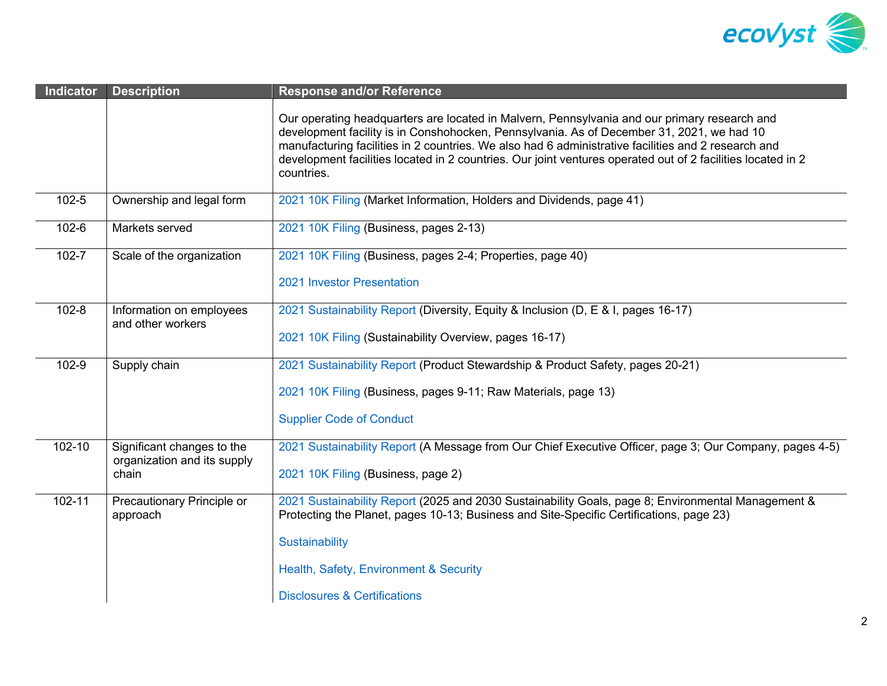| Indicator | Description | Response and/or Reference |
|---|---|---|
| | | Our operating headquarters are located in Malvern, Pennsylvania and our primary research and development facility is in Conshohocken, Pennsylvania. As of December 31, 2021, we had 10 manufacturing facilities in 2 countries. We also had 6 administrative facilities and 2 research and development facilities located in 2 countries. Our joint ventures operated out of 2 facilities located in 2 countries. |
| 102-5 | Ownership and legal form | 2021 10K Filing (Market Information, Holders and Dividends, page 41) |
| 102-6 | Markets served | 2021 10K Filing (Business, pages 2-13) |
| 102-7 | Scale of the organization | 2021 10K Filing (Business, pages 2-4; Properties, page 40)<br><br>2021 Investor Presentation |
| 102-8 | Information on employees and other workers | 2021 Sustainability Report (Diversity, Equity & Inclusion (D, E & I, pages 16-17)<br><br>2021 10K Filing (Sustainability Overview, pages 16-17) |
| 102-9 | Supply chain | 2021 Sustainability Report (Product Stewardship & Product Safety, pages 20-21)<br><br>2021 10K Filing (Business, pages 9-11; Raw Materials, page 13)<br><br>Supplier Code of Conduct |
| 102-10 | Significant changes to the organization and its supply chain | 2021 Sustainability Report (A Message from Our Chief Executive Officer, page 3; Our Company, pages 4-5)<br><br>2021 10K Filing (Business, page 2) |
| 102-11 | Precautionary Principle or approach | 2021 Sustainability Report (2025 and 2030 Sustainability Goals, page 8; Environmental Management & Protecting the Planet, pages 10-13; Business and Site-Specific Certifications, page 23)<br><br>Sustainability<br><br>Health, Safety, Environment & Security<br><br>Disclosures & Certifications |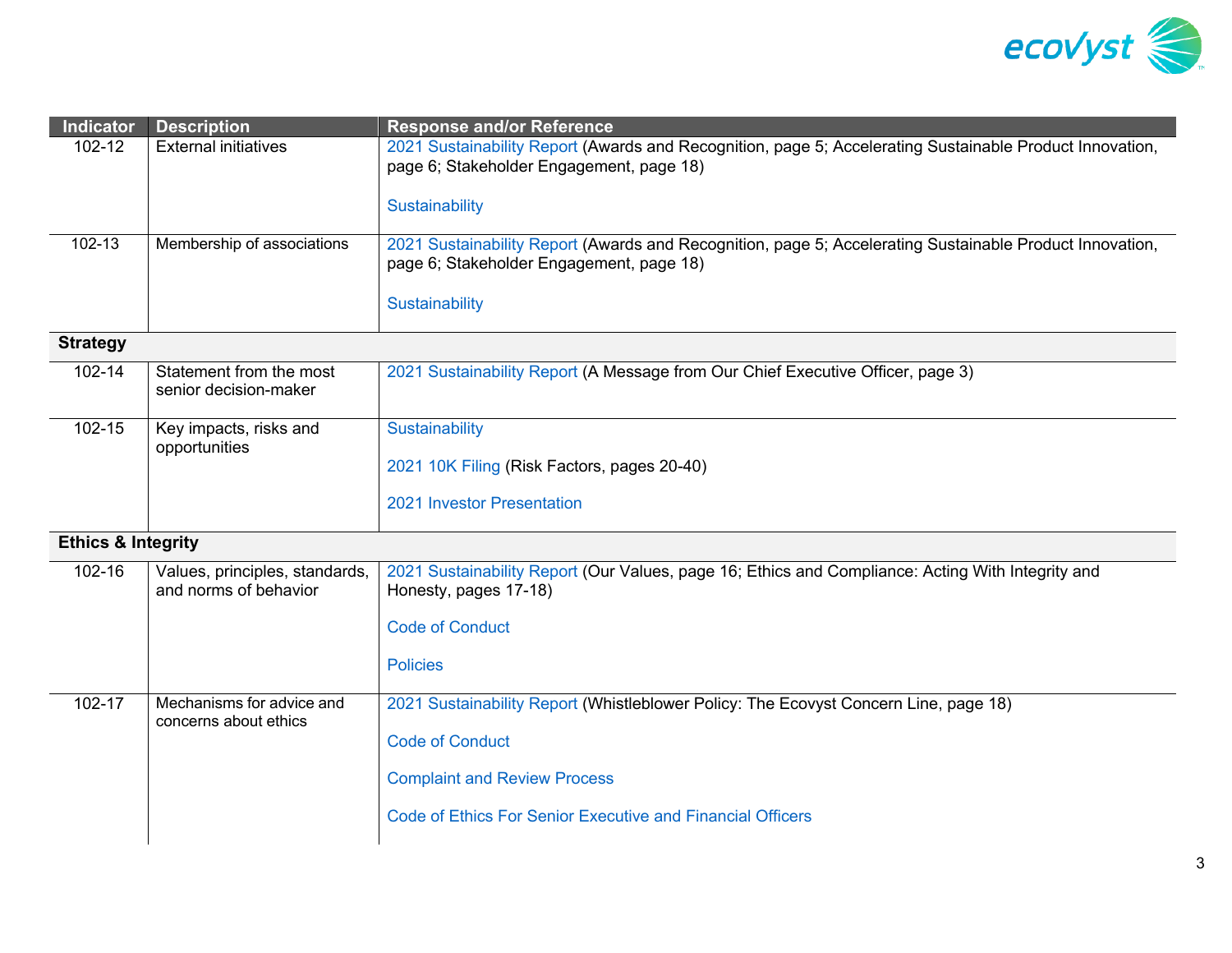| Indicator | Description | Response and/or Reference |
|---|---|---|
| 102-12 | External initiatives | 2021 Sustainability Report (Awards and Recognition, page 5; Accelerating Sustainable Product Innovation, page 6; Stakeholder Engagement, page 18)<br><br>Sustainability |
| 102-13 | Membership of associations | 2021 Sustainability Report (Awards and Recognition, page 5; Accelerating Sustainable Product Innovation, page 6; Stakeholder Engagement, page 18)<br><br>Sustainability |
| **Strategy** | | |
| 102-14 | Statement from the most senior decision-maker | 2021 Sustainability Report (A Message from Our Chief Executive Officer, page 3) |
| 102-15 | Key impacts, risks and opportunities | Sustainability<br><br>2021 10K Filing (Risk Factors, pages 20-40)<br><br>2021 Investor Presentation |
| **Ethics & Integrity** | | |
| 102-16 | Values, principles, standards, and norms of behavior | 2021 Sustainability Report (Our Values, page 16; Ethics and Compliance: Acting With Integrity and Honesty, pages 17-18)<br><br>Code of Conduct<br><br>Policies |
| 102-17 | Mechanisms for advice and concerns about ethics | 2021 Sustainability Report (Whistleblower Policy: The Ecovyst Concern Line, page 18)<br><br>Code of Conduct<br><br>Complaint and Review Process<br><br>Code of Ethics For Senior Executive and Financial Officers |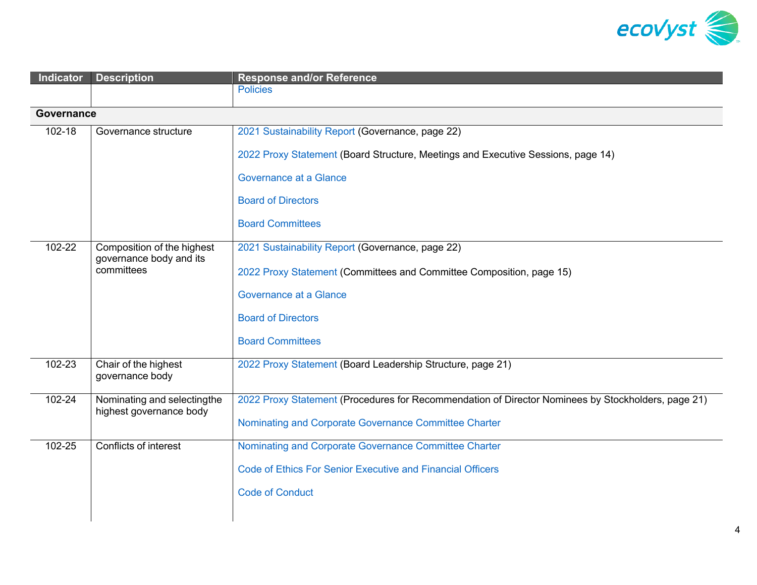| Indicator | Description | Response and/or Reference |
|---|---|---|
| | | Policies |
| **Governance** | | |
| 102-18 | Governance structure | 2021 Sustainability Report (Governance, page 22)<br><br>2022 Proxy Statement (Board Structure, Meetings and Executive Sessions, page 14)<br><br>Governance at a Glance<br><br>Board of Directors<br><br>Board Committees |
| 102-22 | Composition of the highest governance body and its committees | 2021 Sustainability Report (Governance, page 22)<br><br>2022 Proxy Statement (Committees and Committee Composition, page 15)<br><br>Governance at a Glance<br><br>Board of Directors<br><br>Board Committees |
| 102-23 | Chair of the highest governance body | 2022 Proxy Statement (Board Leadership Structure, page 21) |
| 102-24 | Nominating and selectingthe highest governance body | 2022 Proxy Statement (Procedures for Recommendation of Director Nominees by Stockholders, page 21)<br><br>Nominating and Corporate Governance Committee Charter |
| 102-25 | Conflicts of interest | Nominating and Corporate Governance Committee Charter<br><br>Code of Ethics For Senior Executive and Financial Officers<br><br>Code of Conduct |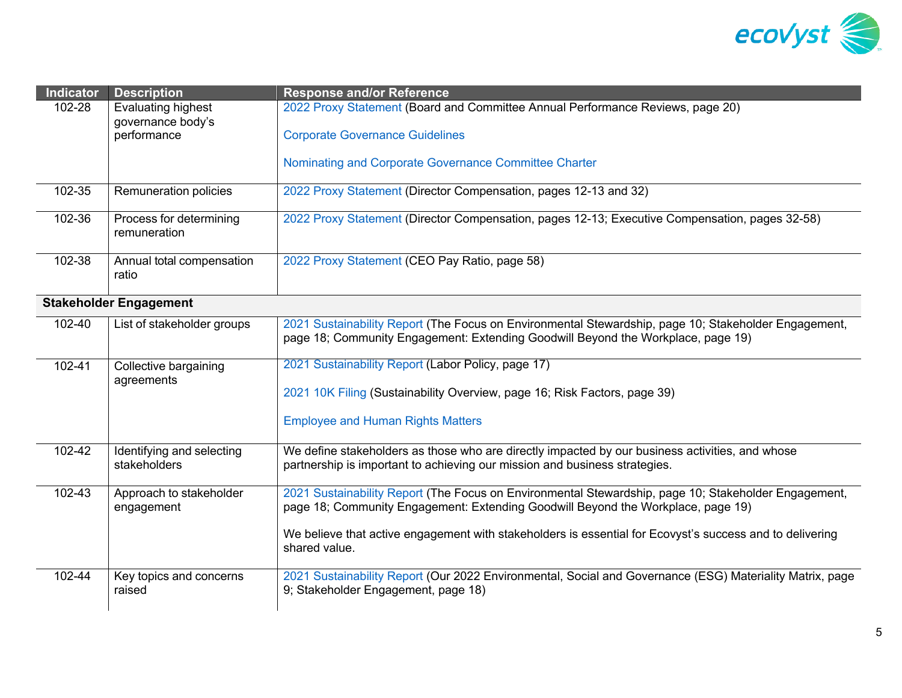| Indicator | Description | Response and/or Reference |
| --- | --- | --- |
| 102-28 | Evaluating highest governance body's performance | 2022 Proxy Statement (Board and Committee Annual Performance Reviews, page 20)<br><br>Corporate Governance Guidelines<br><br>Nominating and Corporate Governance Committee Charter |
| 102-35 | Remuneration policies | 2022 Proxy Statement (Director Compensation, pages 12-13 and 32) |
| 102-36 | Process for determining remuneration | 2022 Proxy Statement (Director Compensation, pages 12-13; Executive Compensation, pages 32-58) |
| 102-38 | Annual total compensation ratio | 2022 Proxy Statement (CEO Pay Ratio, page 58) |
| **Stakeholder Engagement** | | |
| 102-40 | List of stakeholder groups | 2021 Sustainability Report (The Focus on Environmental Stewardship, page 10; Stakeholder Engagement, page 18; Community Engagement: Extending Goodwill Beyond the Workplace, page 19) |
| 102-41 | Collective bargaining agreements | 2021 Sustainability Report (Labor Policy, page 17)<br><br>2021 10K Filing (Sustainability Overview, page 16; Risk Factors, page 39)<br><br>Employee and Human Rights Matters |
| 102-42 | Identifying and selecting stakeholders | We define stakeholders as those who are directly impacted by our business activities, and whose partnership is important to achieving our mission and business strategies. |
| 102-43 | Approach to stakeholder engagement | 2021 Sustainability Report (The Focus on Environmental Stewardship, page 10; Stakeholder Engagement, page 18; Community Engagement: Extending Goodwill Beyond the Workplace, page 19)<br><br>We believe that active engagement with stakeholders is essential for Ecovyst's success and to delivering shared value. |
| 102-44 | Key topics and concerns raised | 2021 Sustainability Report (Our 2022 Environmental, Social and Governance (ESG) Materiality Matrix, page 9; Stakeholder Engagement, page 18) |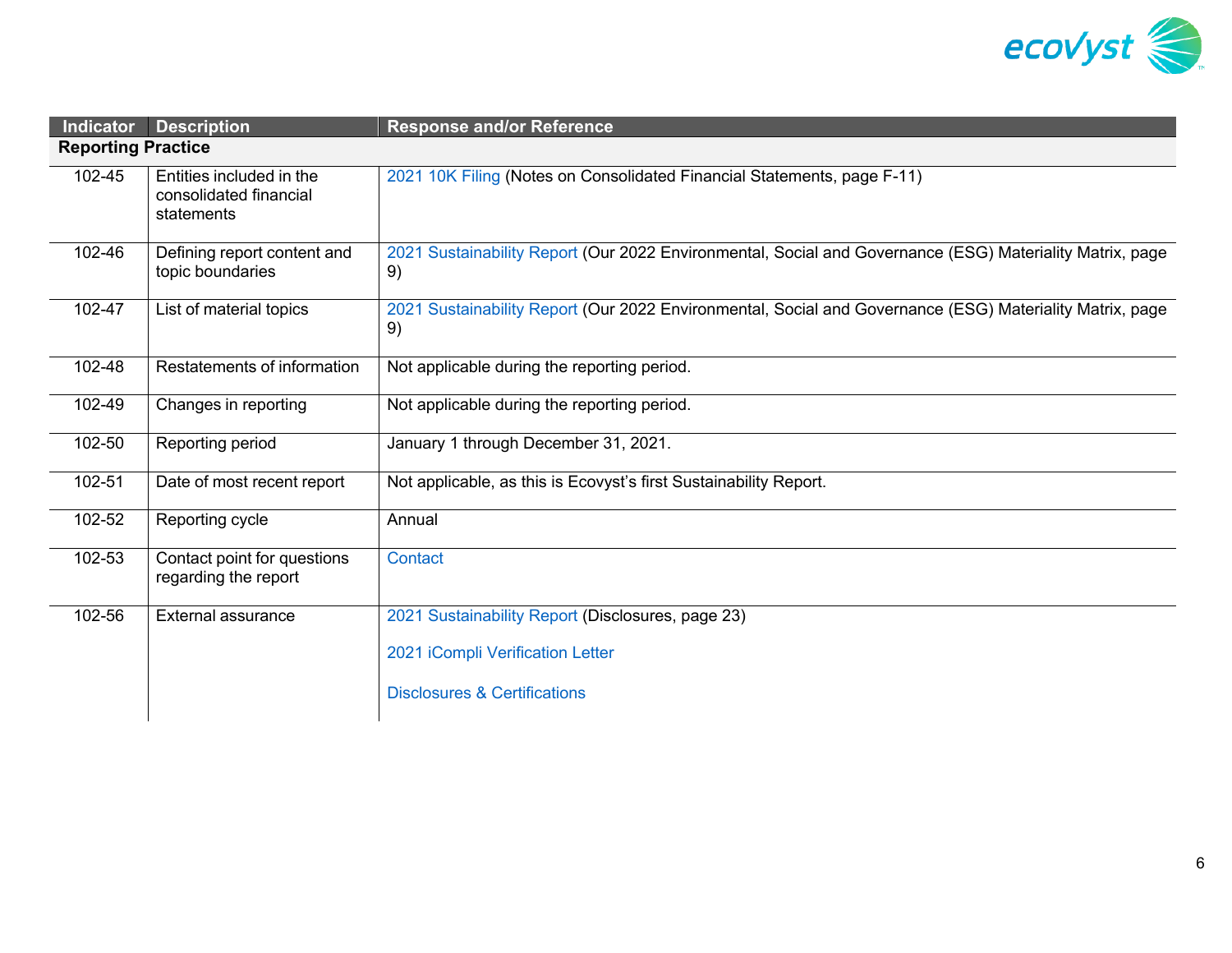| Indicator | Description | Response and/or Reference |
|---|---|---|
| **Reporting Practice** | | |
| 102-45 | Entities included in the consolidated financial statements | 2021 10K Filing (Notes on Consolidated Financial Statements, page F-11) |
| 102-46 | Defining report content and topic boundaries | 2021 Sustainability Report (Our 2022 Environmental, Social and Governance (ESG) Materiality Matrix, page 9) |
| 102-47 | List of material topics | 2021 Sustainability Report (Our 2022 Environmental, Social and Governance (ESG) Materiality Matrix, page 9) |
| 102-48 | Restatements of information | Not applicable during the reporting period. |
| 102-49 | Changes in reporting | Not applicable during the reporting period. |
| 102-50 | Reporting period | January 1 through December 31, 2021. |
| 102-51 | Date of most recent report | Not applicable, as this is Ecovyst's first Sustainability Report. |
| 102-52 | Reporting cycle | Annual |
| 102-53 | Contact point for questions regarding the report | Contact |
| 102-56 | External assurance | 2021 Sustainability Report (Disclosures, page 23)<br><br>2021 iCompli Verification Letter<br><br>Disclosures & Certifications |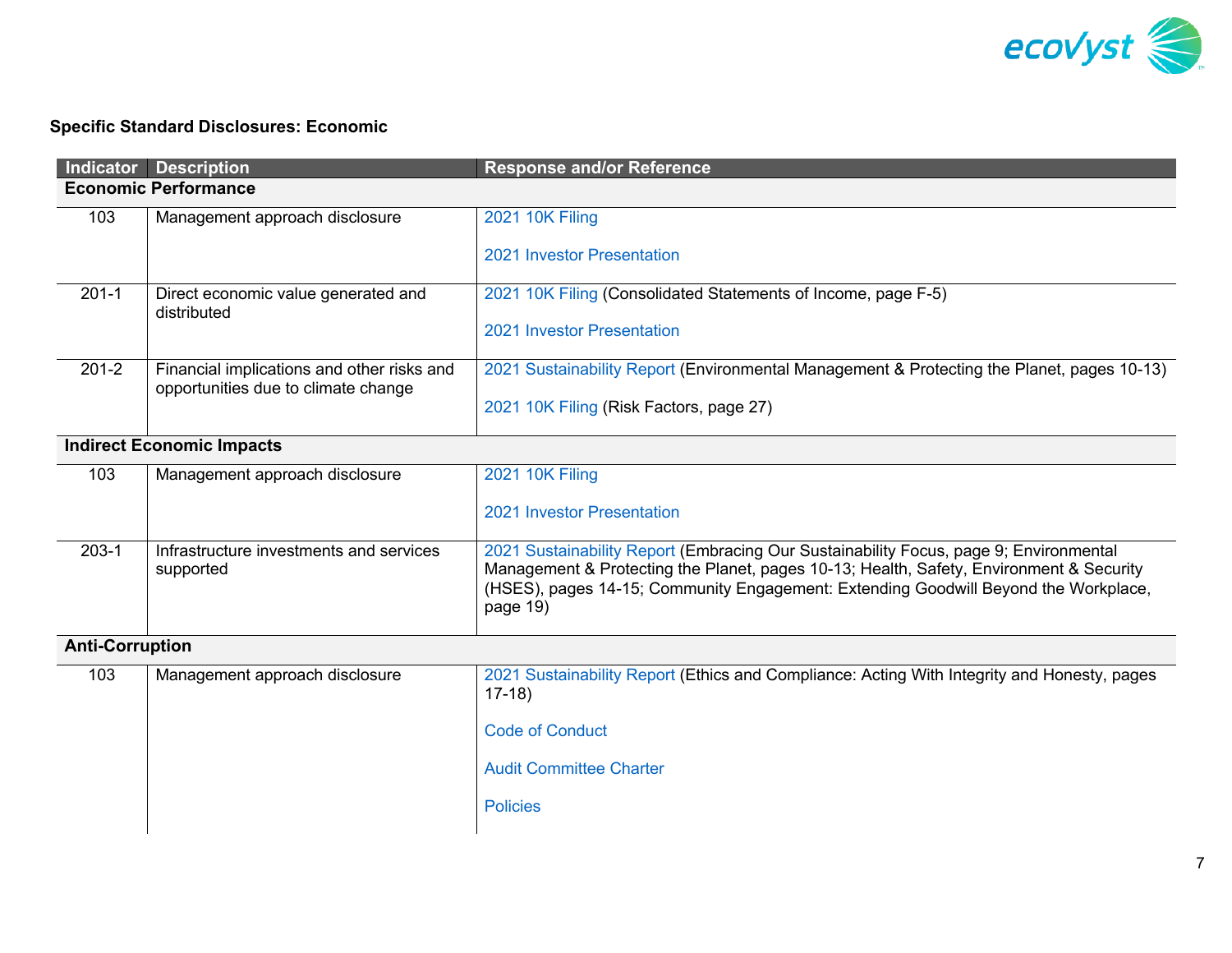### Specific Standard Disclosures: Economic

| Indicator | Description | Response and/or Reference |
|---|---|---|
| **Economic Performance** | | |
| 103 | Management approach disclosure | 2021 10K Filing<br><br>2021 Investor Presentation |
| 201-1 | Direct economic value generated and distributed | 2021 10K Filing (Consolidated Statements of Income, page F-5)<br><br>2021 Investor Presentation |
| 201-2 | Financial implications and other risks and opportunities due to climate change | 2021 Sustainability Report (Environmental Management & Protecting the Planet, pages 10-13)<br><br>2021 10K Filing (Risk Factors, page 27) |
| **Indirect Economic Impacts** | | |
| 103 | Management approach disclosure | 2021 10K Filing<br><br>2021 Investor Presentation |
| 203-1 | Infrastructure investments and services supported | 2021 Sustainability Report (Embracing Our Sustainability Focus, page 9; Environmental Management & Protecting the Planet, pages 10-13; Health, Safety, Environment & Security (HSES), pages 14-15; Community Engagement: Extending Goodwill Beyond the Workplace, page 19) |
| **Anti-Corruption** | | |
| 103 | Management approach disclosure | 2021 Sustainability Report (Ethics and Compliance: Acting With Integrity and Honesty, pages 17-18)<br><br>Code of Conduct<br><br>Audit Committee Charter<br><br>Policies |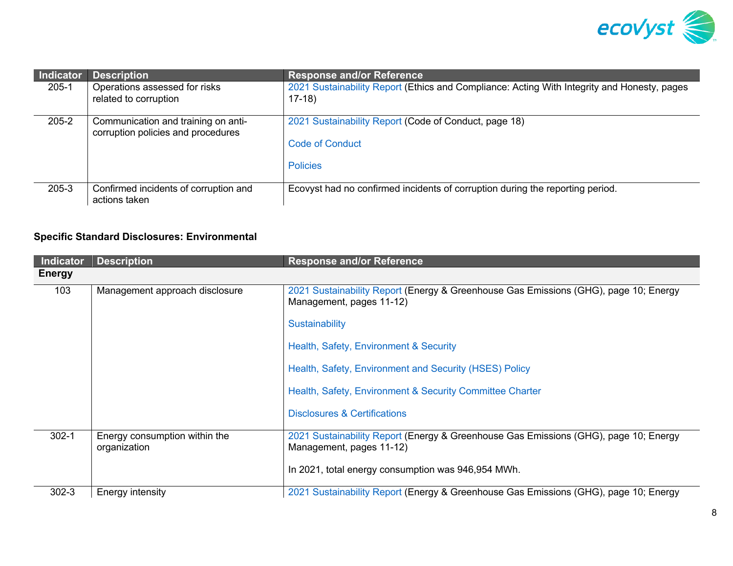| Indicator | Description | Response and/or Reference |
|---|---|---|
| 205-1 | Operations assessed for risks related to corruption | 2021 Sustainability Report (Ethics and Compliance: Acting With Integrity and Honesty, pages 17-18) |
| 205-2 | Communication and training on anti-corruption policies and procedures | 2021 Sustainability Report (Code of Conduct, page 18)<br><br>Code of Conduct<br><br>Policies |
| 205-3 | Confirmed incidents of corruption and actions taken | Ecovyst had no confirmed incidents of corruption during the reporting period. |

**Specific Standard Disclosures: Environmental**

| Indicator | Description | Response and/or Reference |
|---|---|---|
| **Energy** | | |
| 103 | Management approach disclosure | 2021 Sustainability Report (Energy & Greenhouse Gas Emissions (GHG), page 10; Energy Management, pages 11-12)<br><br>Sustainability<br><br>Health, Safety, Environment & Security<br><br>Health, Safety, Environment and Security (HSES) Policy<br><br>Health, Safety, Environment & Security Committee Charter<br><br>Disclosures & Certifications |
| 302-1 | Energy consumption within the organization | 2021 Sustainability Report (Energy & Greenhouse Gas Emissions (GHG), page 10; Energy Management, pages 11-12)<br><br>In 2021, total energy consumption was 946,954 MWh. |
| 302-3 | Energy intensity | 2021 Sustainability Report (Energy & Greenhouse Gas Emissions (GHG), page 10; Energy |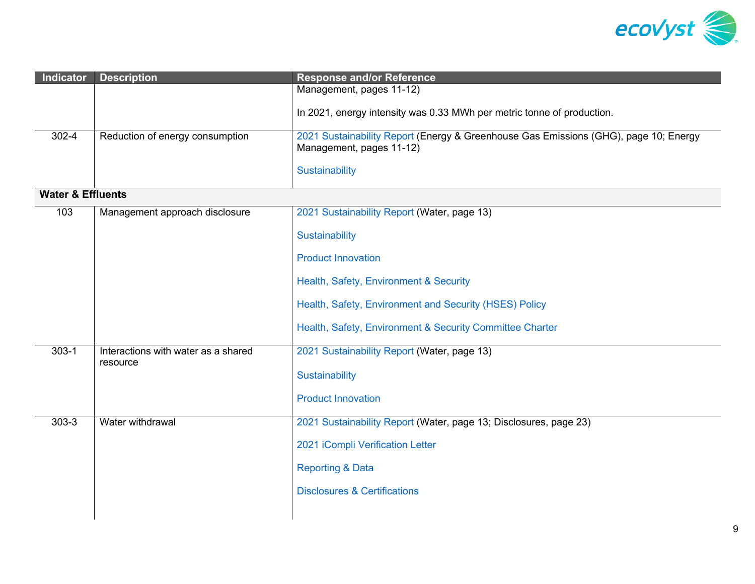| Indicator | Description | Response and/or Reference |
|---|---|---|
| | | Management, pages 11-12)<br><br>In 2021, energy intensity was 0.33 MWh per metric tonne of production. |
| 302-4 | Reduction of energy consumption | 2021 Sustainability Report (Energy & Greenhouse Gas Emissions (GHG), page 10; Energy Management, pages 11-12)<br><br>Sustainability |
| **Water & Effluents** | | |
| 103 | Management approach disclosure | 2021 Sustainability Report (Water, page 13)<br><br>Sustainability<br><br>Product Innovation<br><br>Health, Safety, Environment & Security<br><br>Health, Safety, Environment and Security (HSES) Policy<br><br>Health, Safety, Environment & Security Committee Charter |
| 303-1 | Interactions with water as a shared resource | 2021 Sustainability Report (Water, page 13)<br><br>Sustainability<br><br>Product Innovation |
| 303-3 | Water withdrawal | 2021 Sustainability Report (Water, page 13; Disclosures, page 23)<br><br>2021 iCompli Verification Letter<br><br>Reporting & Data<br><br>Disclosures & Certifications |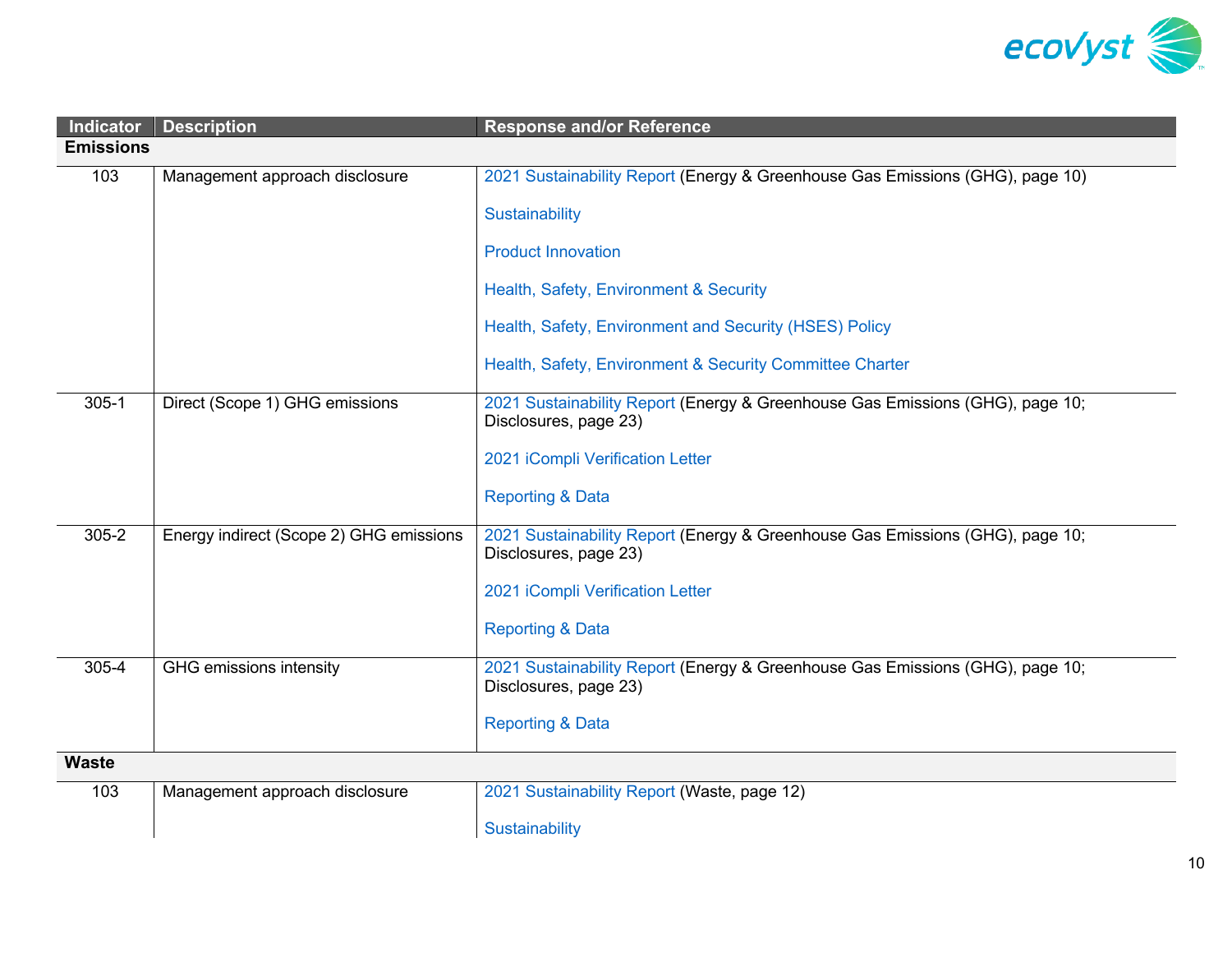| Indicator | Description | Response and/or Reference |
|---|---|---|
| **Emissions** | | |
| 103 | Management approach disclosure | 2021 Sustainability Report (Energy & Greenhouse Gas Emissions (GHG), page 10)<br><br>Sustainability<br><br>Product Innovation<br><br>Health, Safety, Environment & Security<br><br>Health, Safety, Environment and Security (HSES) Policy<br><br>Health, Safety, Environment & Security Committee Charter |
| 305-1 | Direct (Scope 1) GHG emissions | 2021 Sustainability Report (Energy & Greenhouse Gas Emissions (GHG), page 10; Disclosures, page 23)<br><br>2021 iCompli Verification Letter<br><br>Reporting & Data |
| 305-2 | Energy indirect (Scope 2) GHG emissions | 2021 Sustainability Report (Energy & Greenhouse Gas Emissions (GHG), page 10; Disclosures, page 23)<br><br>2021 iCompli Verification Letter<br><br>Reporting & Data |
| 305-4 | GHG emissions intensity | 2021 Sustainability Report (Energy & Greenhouse Gas Emissions (GHG), page 10; Disclosures, page 23)<br><br>Reporting & Data |
| **Waste** | | |
| 103 | Management approach disclosure | 2021 Sustainability Report (Waste, page 12)<br><br>Sustainability |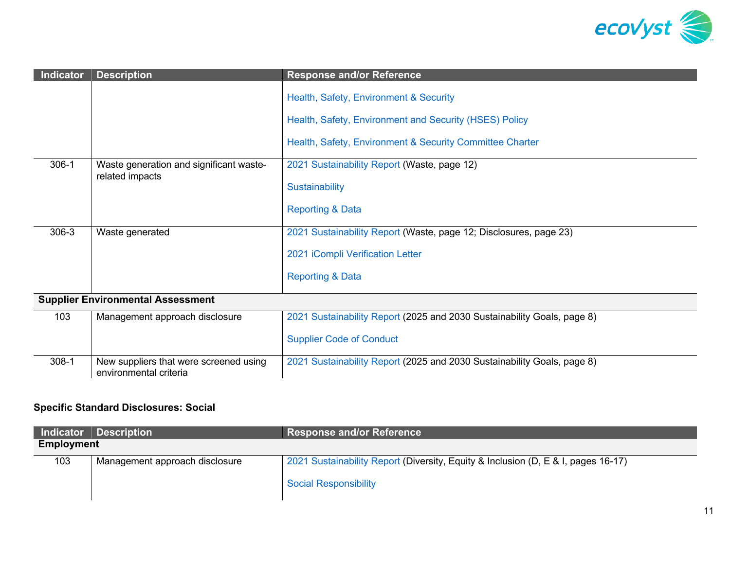| Indicator | Description | Response and/or Reference |
|---|---|---|
| | | Health, Safety, Environment & Security<br><br>Health, Safety, Environment and Security (HSES) Policy<br><br>Health, Safety, Environment & Security Committee Charter |
| 306-1 | Waste generation and significant waste-related impacts | 2021 Sustainability Report (Waste, page 12)<br><br>Sustainability<br><br>Reporting & Data |
| 306-3 | Waste generated | 2021 Sustainability Report (Waste, page 12; Disclosures, page 23)<br><br>2021 iCompli Verification Letter<br><br>Reporting & Data |
| **Supplier Environmental Assessment** | | |
| 103 | Management approach disclosure | 2021 Sustainability Report (2025 and 2030 Sustainability Goals, page 8)<br><br>Supplier Code of Conduct |
| 308-1 | New suppliers that were screened using environmental criteria | 2021 Sustainability Report (2025 and 2030 Sustainability Goals, page 8) |

**Specific Standard Disclosures: Social**

| Indicator | Description | Response and/or Reference |
|---|---|---|
| **Employment** | | |
| 103 | Management approach disclosure | 2021 Sustainability Report (Diversity, Equity & Inclusion (D, E & I, pages 16-17)<br><br>Social Responsibility |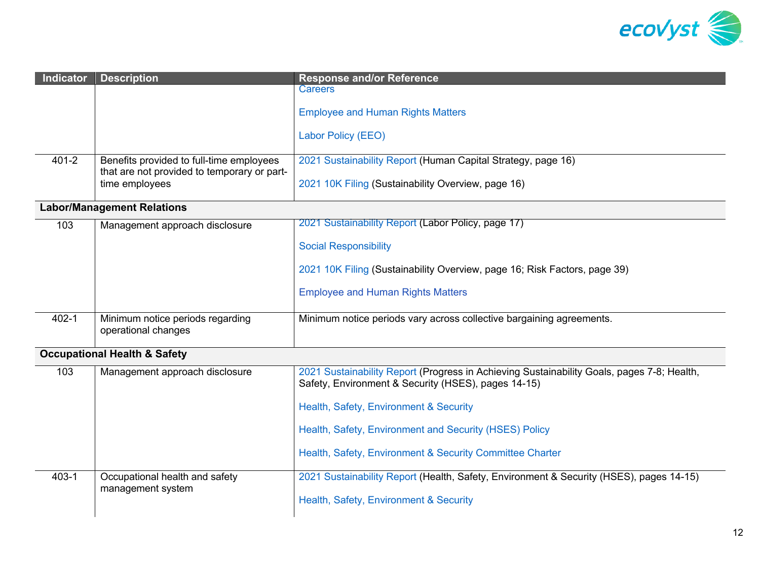| Indicator | Description | Response and/or Reference |
|---|---|---|
| | | Careers<br><br>Employee and Human Rights Matters<br><br>Labor Policy (EEO) |
| 401-2 | Benefits provided to full-time employees that are not provided to temporary or part-time employees | 2021 Sustainability Report (Human Capital Strategy, page 16)<br><br>2021 10K Filing (Sustainability Overview, page 16) |
| **Labor/Management Relations** | | |
| 103 | Management approach disclosure | 2021 Sustainability Report (Labor Policy, page 17)<br><br>Social Responsibility<br><br>2021 10K Filing (Sustainability Overview, page 16; Risk Factors, page 39)<br><br>Employee and Human Rights Matters |
| 402-1 | Minimum notice periods regarding operational changes | Minimum notice periods vary across collective bargaining agreements. |
| **Occupational Health & Safety** | | |
| 103 | Management approach disclosure | 2021 Sustainability Report (Progress in Achieving Sustainability Goals, pages 7-8; Health, Safety, Environment & Security (HSES), pages 14-15)<br><br>Health, Safety, Environment & Security<br><br>Health, Safety, Environment and Security (HSES) Policy<br><br>Health, Safety, Environment & Security Committee Charter |
| 403-1 | Occupational health and safety management system | 2021 Sustainability Report (Health, Safety, Environment & Security (HSES), pages 14-15)<br><br>Health, Safety, Environment & Security |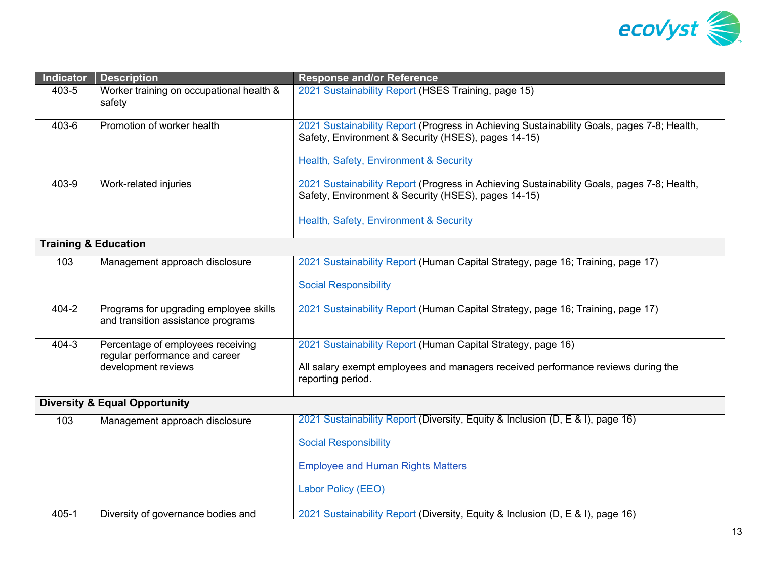| Indicator | Description | Response and/or Reference |
|---|---|---|
| 403-5 | Worker training on occupational health & safety | 2021 Sustainability Report (HSES Training, page 15) |
| 403-6 | Promotion of worker health | 2021 Sustainability Report (Progress in Achieving Sustainability Goals, pages 7-8; Health, Safety, Environment & Security (HSES), pages 14-15)<br><br>Health, Safety, Environment & Security |
| 403-9 | Work-related injuries | 2021 Sustainability Report (Progress in Achieving Sustainability Goals, pages 7-8; Health, Safety, Environment & Security (HSES), pages 14-15)<br><br>Health, Safety, Environment & Security |
| **Training & Education** | | |
| 103 | Management approach disclosure | 2021 Sustainability Report (Human Capital Strategy, page 16; Training, page 17)<br><br>Social Responsibility |
| 404-2 | Programs for upgrading employee skills and transition assistance programs | 2021 Sustainability Report (Human Capital Strategy, page 16; Training, page 17) |
| 404-3 | Percentage of employees receiving regular performance and career development reviews | 2021 Sustainability Report (Human Capital Strategy, page 16)<br><br>All salary exempt employees and managers received performance reviews during the reporting period. |
| **Diversity & Equal Opportunity** | | |
| 103 | Management approach disclosure | 2021 Sustainability Report (Diversity, Equity & Inclusion (D, E & I), page 16)<br><br>Social Responsibility<br><br>Employee and Human Rights Matters<br><br>Labor Policy (EEO) |
| 405-1 | Diversity of governance bodies and | 2021 Sustainability Report (Diversity, Equity & Inclusion (D, E & I), page 16) |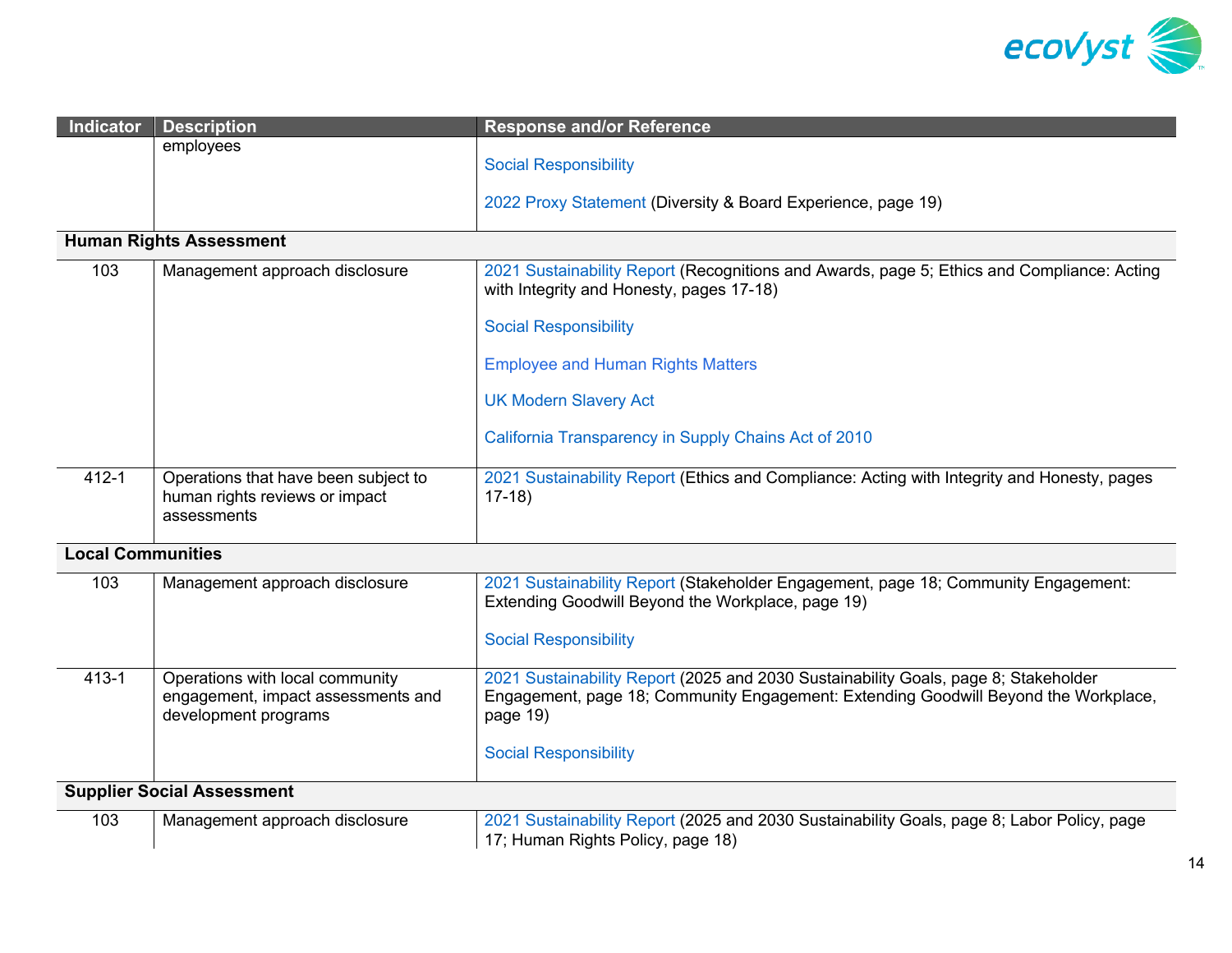| Indicator | Description | Response and/or Reference |
| --- | --- | --- |
| | employees | Social Responsibility<br><br>2022 Proxy Statement (Diversity & Board Experience, page 19) |
| **Human Rights Assessment** | | |
| 103 | Management approach disclosure | 2021 Sustainability Report (Recognitions and Awards, page 5; Ethics and Compliance: Acting with Integrity and Honesty, pages 17-18)<br><br>Social Responsibility<br><br>Employee and Human Rights Matters<br><br>UK Modern Slavery Act<br><br>California Transparency in Supply Chains Act of 2010 |
| 412-1 | Operations that have been subject to human rights reviews or impact assessments | 2021 Sustainability Report (Ethics and Compliance: Acting with Integrity and Honesty, pages 17-18) |
| **Local Communities** | | |
| 103 | Management approach disclosure | 2021 Sustainability Report (Stakeholder Engagement, page 18; Community Engagement: Extending Goodwill Beyond the Workplace, page 19)<br><br>Social Responsibility |
| 413-1 | Operations with local community engagement, impact assessments and development programs | 2021 Sustainability Report (2025 and 2030 Sustainability Goals, page 8; Stakeholder Engagement, page 18; Community Engagement: Extending Goodwill Beyond the Workplace, page 19)<br><br>Social Responsibility |
| **Supplier Social Assessment** | | |
| 103 | Management approach disclosure | 2021 Sustainability Report (2025 and 2030 Sustainability Goals, page 8; Labor Policy, page 17; Human Rights Policy, page 18) |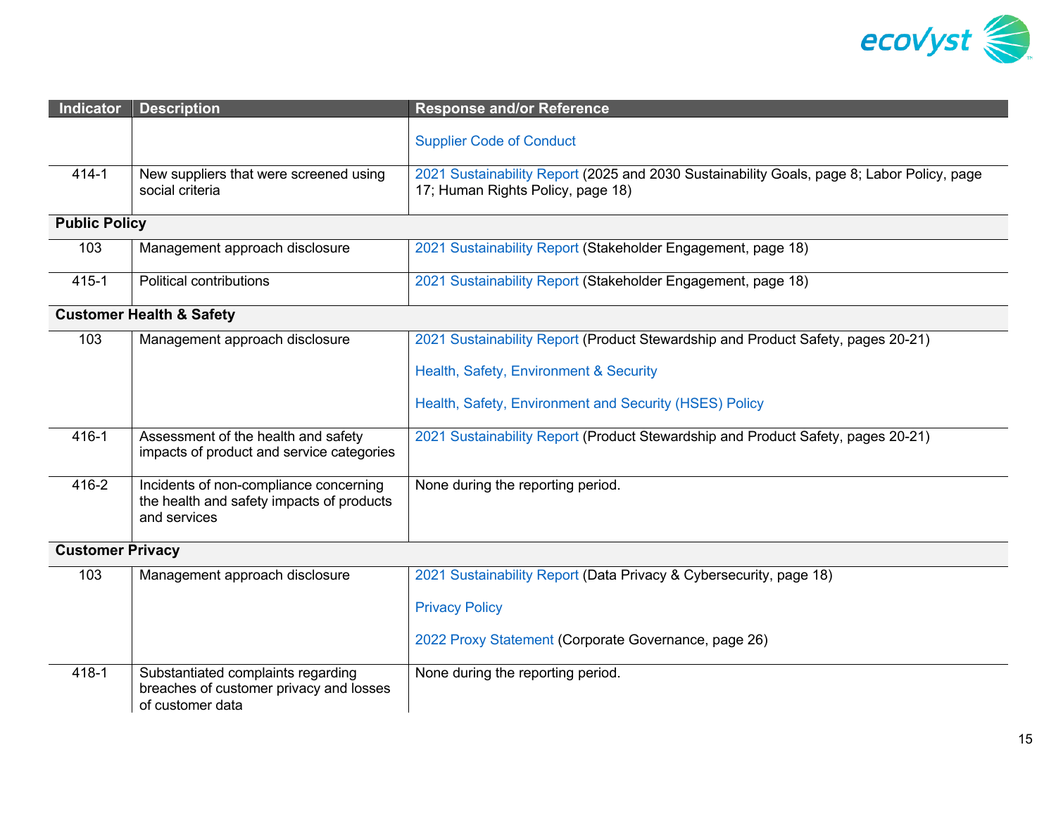| Indicator | Description | Response and/or Reference |
|---|---|---|
| | | Supplier Code of Conduct |
| 414-1 | New suppliers that were screened using social criteria | 2021 Sustainability Report (2025 and 2030 Sustainability Goals, page 8; Labor Policy, page 17; Human Rights Policy, page 18) |
| **Public Policy** | | |
| 103 | Management approach disclosure | 2021 Sustainability Report (Stakeholder Engagement, page 18) |
| 415-1 | Political contributions | 2021 Sustainability Report (Stakeholder Engagement, page 18) |
| **Customer Health & Safety** | | |
| 103 | Management approach disclosure | 2021 Sustainability Report (Product Stewardship and Product Safety, pages 20-21)<br><br>Health, Safety, Environment & Security<br><br>Health, Safety, Environment and Security (HSES) Policy |
| 416-1 | Assessment of the health and safety impacts of product and service categories | 2021 Sustainability Report (Product Stewardship and Product Safety, pages 20-21) |
| 416-2 | Incidents of non-compliance concerning the health and safety impacts of products and services | None during the reporting period. |
| **Customer Privacy** | | |
| 103 | Management approach disclosure | 2021 Sustainability Report (Data Privacy & Cybersecurity, page 18)<br><br>Privacy Policy<br><br>2022 Proxy Statement (Corporate Governance, page 26) |
| 418-1 | Substantiated complaints regarding breaches of customer privacy and losses of customer data | None during the reporting period. |